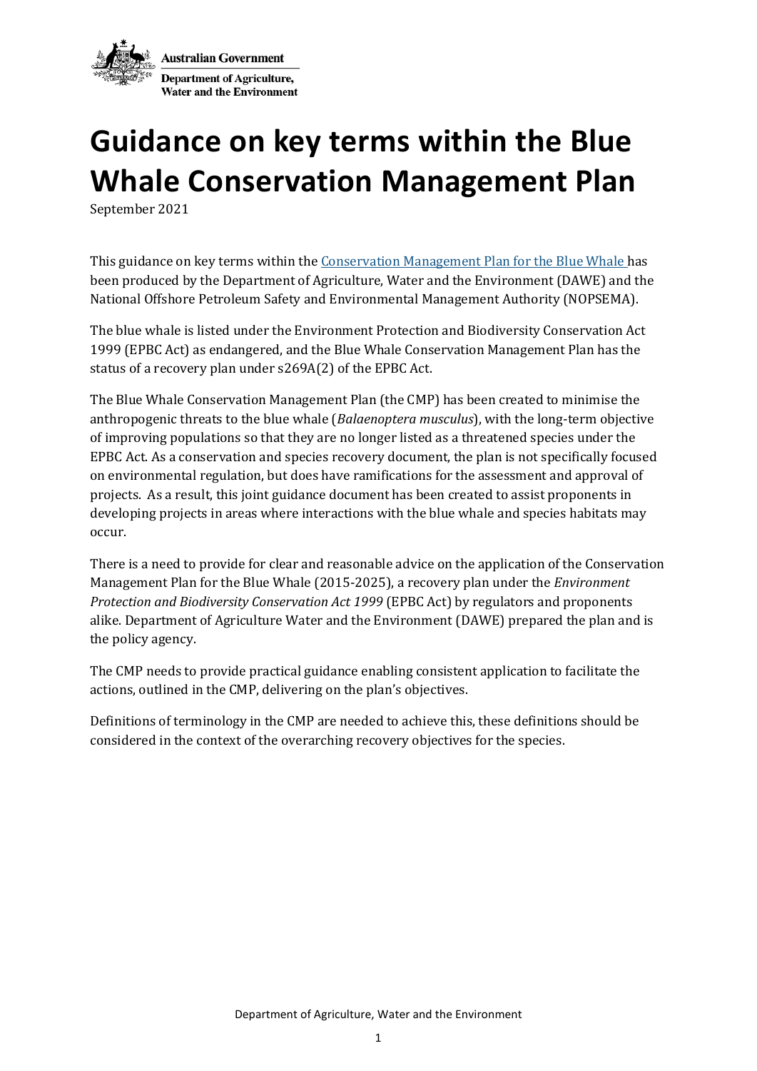Australian Government

Department of Agriculture, Water and the Environment

# Guidance on key terms within the Blue Whale Conservation Management Plan

September 2021

This guidance on key terms within the [Conservation Management Plan for the Blue Whale](#) has been produced by the Department of Agriculture, Water and the Environment (DAWE) and the National Offshore Petroleum Safety and Environmental Management Authority (NOPSEMA).

The blue whale is listed under the Environment Protection and Biodiversity Conservation Act 1999 (EPBC Act) as endangered, and the Blue Whale Conservation Management Plan has the status of a recovery plan under s269A(2) of the EPBC Act.

The Blue Whale Conservation Management Plan (the CMP) has been created to minimise the anthropogenic threats to the blue whale (*Balaenoptera musculus*), with the long-term objective of improving populations so that they are no longer listed as a threatened species under the EPBC Act. As a conservation and species recovery document, the plan is not specifically focused on environmental regulation, but does have ramifications for the assessment and approval of projects. As a result, this joint guidance document has been created to assist proponents in developing projects in areas where interactions with the blue whale and species habitats may occur.

There is a need to provide for clear and reasonable advice on the application of the Conservation Management Plan for the Blue Whale (2015-2025), a recovery plan under the *Environment Protection and Biodiversity Conservation Act 1999* (EPBC Act) by regulators and proponents alike. Department of Agriculture Water and the Environment (DAWE) prepared the plan and is the policy agency.

The CMP needs to provide practical guidance enabling consistent application to facilitate the actions, outlined in the CMP, delivering on the plan's objectives.

Definitions of terminology in the CMP are needed to achieve this, these definitions should be considered in the context of the overarching recovery objectives for the species.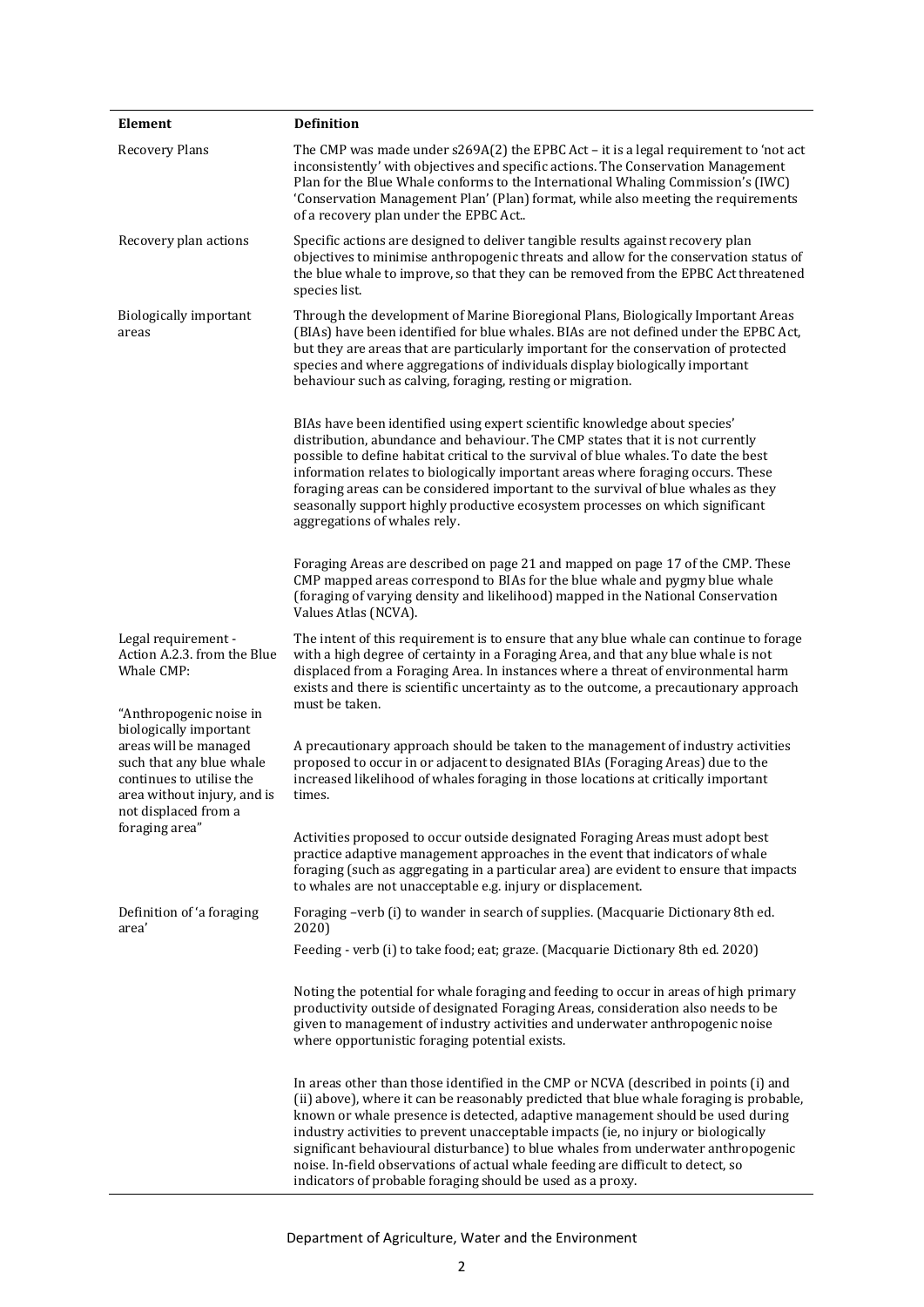| Element | Definition |
| --- | --- |
| Recovery Plans | The CMP was made under s269A(2) the EPBC Act – it is a legal requirement to 'not act inconsistently' with objectives and specific actions. The Conservation Management Plan for the Blue Whale conforms to the International Whaling Commission's (IWC) 'Conservation Management Plan' (Plan) format, while also meeting the requirements of a recovery plan under the EPBC Act.. |
| Recovery plan actions | Specific actions are designed to deliver tangible results against recovery plan objectives to minimise anthropogenic threats and allow for the conservation status of the blue whale to improve, so that they can be removed from the EPBC Act threatened species list. |
| Biologically important areas | Through the development of Marine Bioregional Plans, Biologically Important Areas (BIAs) have been identified for blue whales. BIAs are not defined under the EPBC Act, but they are areas that are particularly important for the conservation of protected species and where aggregations of individuals display biologically important behaviour such as calving, foraging, resting or migration.<br><br>BIAs have been identified using expert scientific knowledge about species' distribution, abundance and behaviour. The CMP states that it is not currently possible to define habitat critical to the survival of blue whales. To date the best information relates to biologically important areas where foraging occurs. These foraging areas can be considered important to the survival of blue whales as they seasonally support highly productive ecosystem processes on which significant aggregations of whales rely.<br><br>Foraging Areas are described on page 21 and mapped on page 17 of the CMP. These CMP mapped areas correspond to BIAs for the blue whale and pygmy blue whale (foraging of varying density and likelihood) mapped in the National Conservation Values Atlas (NCVA). |
| Legal requirement - Action A.2.3. from the Blue Whale CMP:<br><br>"Anthropogenic noise in biologically important areas will be managed such that any blue whale continues to utilise the area without injury, and is not displaced from a foraging area" | The intent of this requirement is to ensure that any blue whale can continue to forage with a high degree of certainty in a Foraging Area, and that any blue whale is not displaced from a Foraging Area. In instances where a threat of environmental harm exists and there is scientific uncertainty as to the outcome, a precautionary approach must be taken.<br><br>A precautionary approach should be taken to the management of industry activities proposed to occur in or adjacent to designated BIAs (Foraging Areas) due to the increased likelihood of whales foraging in those locations at critically important times.<br><br>Activities proposed to occur outside designated Foraging Areas must adopt best practice adaptive management approaches in the event that indicators of whale foraging (such as aggregating in a particular area) are evident to ensure that impacts to whales are not unacceptable e.g. injury or displacement. |
| Definition of 'a foraging area' | Foraging –verb (i) to wander in search of supplies. (Macquarie Dictionary 8th ed. 2020)<br><br>Feeding - verb (i) to take food; eat; graze. (Macquarie Dictionary 8th ed. 2020)<br><br>Noting the potential for whale foraging and feeding to occur in areas of high primary productivity outside of designated Foraging Areas, consideration also needs to be given to management of industry activities and underwater anthropogenic noise where opportunistic foraging potential exists.<br><br>In areas other than those identified in the CMP or NCVA (described in points (i) and (ii) above), where it can be reasonably predicted that blue whale foraging is probable, known or whale presence is detected, adaptive management should be used during industry activities to prevent unacceptable impacts (ie, no injury or biologically significant behavioural disturbance) to blue whales from underwater anthropogenic noise. In-field observations of actual whale feeding are difficult to detect, so indicators of probable foraging should be used as a proxy. |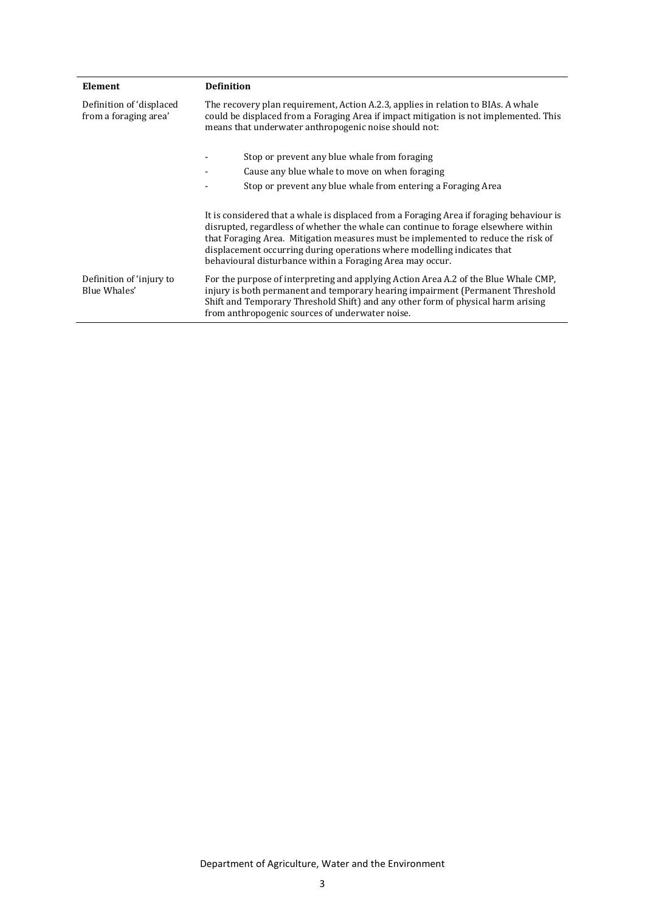| Element | Definition |
|---|---|
| Definition of 'displaced from a foraging area' | The recovery plan requirement, Action A.2.3, applies in relation to BIAs. A whale could be displaced from a Foraging Area if impact mitigation is not implemented. This means that underwater anthropogenic noise should not:<br><br>- Stop or prevent any blue whale from foraging<br>- Cause any blue whale to move on when foraging<br>- Stop or prevent any blue whale from entering a Foraging Area<br><br>It is considered that a whale is displaced from a Foraging Area if foraging behaviour is disrupted, regardless of whether the whale can continue to forage elsewhere within that Foraging Area. Mitigation measures must be implemented to reduce the risk of displacement occurring during operations where modelling indicates that behavioural disturbance within a Foraging Area may occur. |
| Definition of 'injury to Blue Whales' | For the purpose of interpreting and applying Action Area A.2 of the Blue Whale CMP, injury is both permanent and temporary hearing impairment (Permanent Threshold Shift and Temporary Threshold Shift) and any other form of physical harm arising from anthropogenic sources of underwater noise. |

Department of Agriculture, Water and the Environment